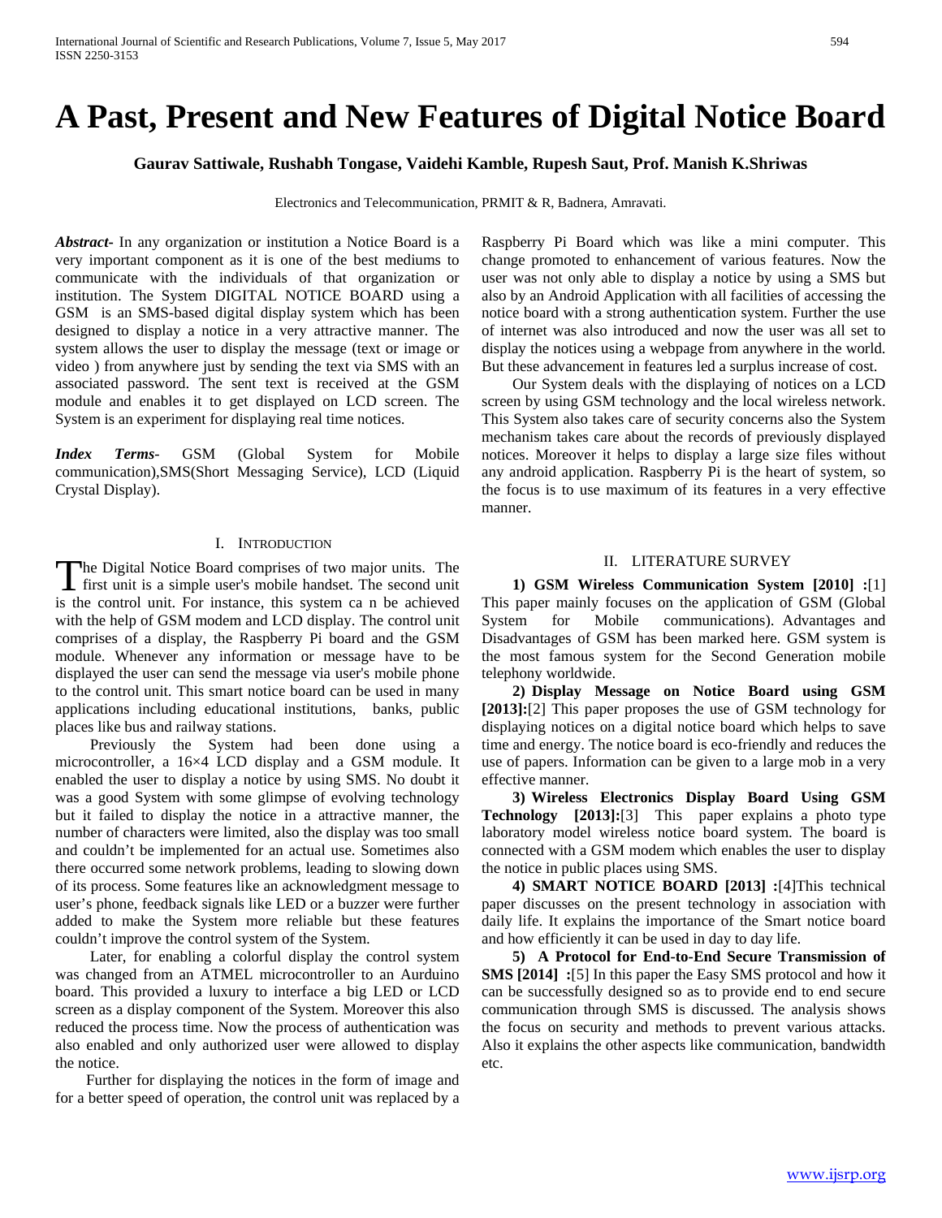# A Past, Present and New Features of Digital Notice Board

**Gaurav Sattiwale, Rushabh Tongase, Vaidehi Kamble, Rupesh Saut, Prof. Manish K.Shriwas**

Electronics and Telecommunication, PRMIT & R, Badnera, Amravati.

***Abstract*-** In any organization or institution a Notice Board is a very important component as it is one of the best mediums to communicate with the individuals of that organization or institution. The System DIGITAL NOTICE BOARD using a GSM is an SMS-based digital display system which has been designed to display a notice in a very attractive manner. The system allows the user to display the message (text or image or video ) from anywhere just by sending the text via SMS with an associated password. The sent text is received at the GSM module and enables it to get displayed on LCD screen. The System is an experiment for displaying real time notices.

***Index Terms*-** GSM (Global System for Mobile communication),SMS(Short Messaging Service), LCD (Liquid Crystal Display).

## I. Introduction

The Digital Notice Board comprises of two major units. The first unit is a simple user's mobile handset. The second unit is the control unit. For instance, this system ca n be achieved with the help of GSM modem and LCD display. The control unit comprises of a display, the Raspberry Pi board and the GSM module. Whenever any information or message have to be displayed the user can send the message via user's mobile phone to the control unit. This smart notice board can be used in many applications including educational institutions, banks, public places like bus and railway stations.

Previously the System had been done using a microcontroller, a 16×4 LCD display and a GSM module. It enabled the user to display a notice by using SMS. No doubt it was a good System with some glimpse of evolving technology but it failed to display the notice in a attractive manner, the number of characters were limited, also the display was too small and couldn't be implemented for an actual use. Sometimes also there occurred some network problems, leading to slowing down of its process. Some features like an acknowledgment message to user's phone, feedback signals like LED or a buzzer were further added to make the System more reliable but these features couldn't improve the control system of the System.

Later, for enabling a colorful display the control system was changed from an ATMEL microcontroller to an Aurduino board. This provided a luxury to interface a big LED or LCD screen as a display component of the System. Moreover this also reduced the process time. Now the process of authentication was also enabled and only authorized user were allowed to display the notice.

Further for displaying the notices in the form of image and for a better speed of operation, the control unit was replaced by a Raspberry Pi Board which was like a mini computer. This change promoted to enhancement of various features. Now the user was not only able to display a notice by using a SMS but also by an Android Application with all facilities of accessing the notice board with a strong authentication system. Further the use of internet was also introduced and now the user was all set to display the notices using a webpage from anywhere in the world. But these advancement in features led a surplus increase of cost.

Our System deals with the displaying of notices on a LCD screen by using GSM technology and the local wireless network. This System also takes care of security concerns also the System mechanism takes care about the records of previously displayed notices. Moreover it helps to display a large size files without any android application. Raspberry Pi is the heart of system, so the focus is to use maximum of its features in a very effective manner.

## II. Literature Survey

**1) GSM Wireless Communication System [2010] :**[1] This paper mainly focuses on the application of GSM (Global System for Mobile communications). Advantages and Disadvantages of GSM has been marked here. GSM system is the most famous system for the Second Generation mobile telephony worldwide.

**2) Display Message on Notice Board using GSM [2013]:**[2] This paper proposes the use of GSM technology for displaying notices on a digital notice board which helps to save time and energy. The notice board is eco-friendly and reduces the use of papers. Information can be given to a large mob in a very effective manner.

**3) Wireless Electronics Display Board Using GSM Technology [2013]:**[3] This paper explains a photo type laboratory model wireless notice board system. The board is connected with a GSM modem which enables the user to display the notice in public places using SMS.

**4) SMART NOTICE BOARD [2013] :**[4]This technical paper discusses on the present technology in association with daily life. It explains the importance of the Smart notice board and how efficiently it can be used in day to day life.

**5) A Protocol for End-to-End Secure Transmission of SMS [2014] :**[5] In this paper the Easy SMS protocol and how it can be successfully designed so as to provide end to end secure communication through SMS is discussed. The analysis shows the focus on security and methods to prevent various attacks. Also it explains the other aspects like communication, bandwidth etc.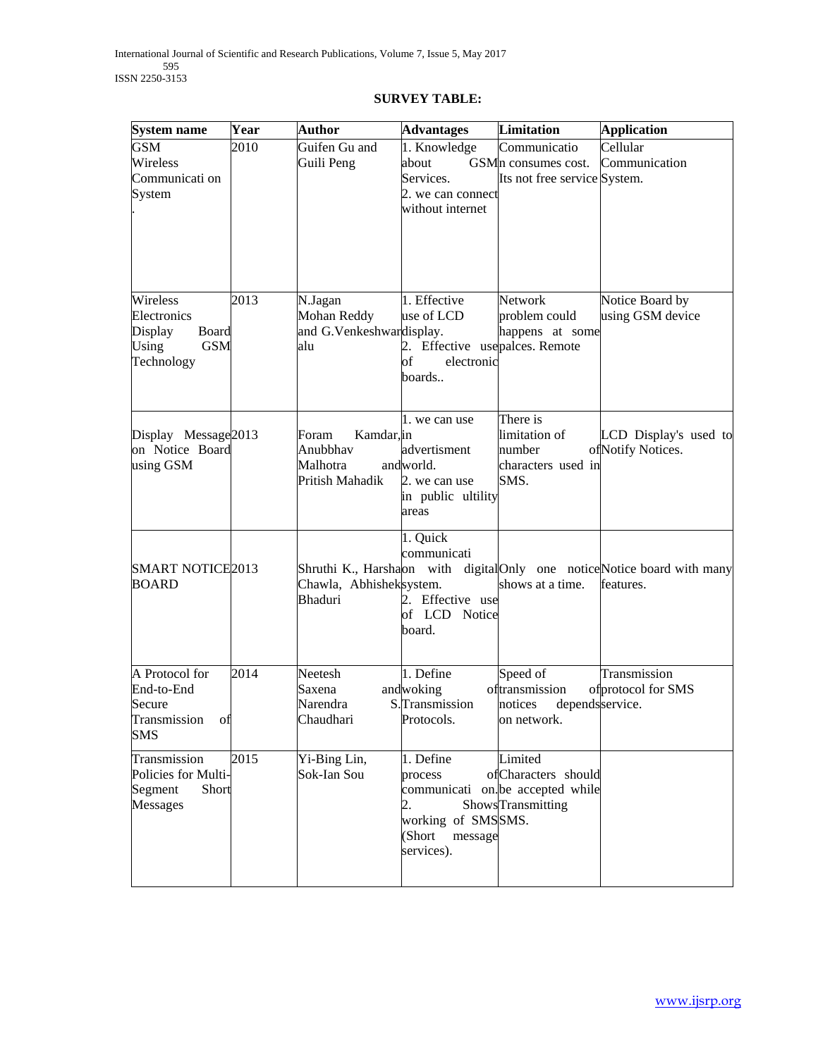**SURVEY TABLE:**

| System name | Year | Author | Advantages | Limitation | Application |
|---|---|---|---|---|---|
| GSM Wireless Communicati on System . | 2010 | Guifen Gu and Guili Peng | 1. Knowledge about GSM Services. 2. we can connect without internet | Communication consumes cost. Its not free service | Cellular Communication System. |
| Wireless Electronics Display Board Using GSM Technology | 2013 | N.Jagan Mohan Reddy and G.Venkeshwaralu | 1. Effective use of LCD display. 2. Effective use of electronic boards.. | Network problem could happens at some palces. Remote | Notice Board by using GSM device |
| Display Message on Notice Board using GSM | 2013 | Foram Kamdar, Anubbhav Malhotra and Pritish Mahadik | 1. we can use in advertisment world. 2. we can use in public ultility areas | There is limitation of number of characters used in SMS. | LCD Display's used to Notify Notices. |
| SMART NOTICE BOARD | 2013 | Shruthi K., Harsha Chawla, Abhishek Bhaduri | 1. Quick communication with digital system. 2. Effective use of LCD Notice board. | Only one notice shows at a time. | Notice board with many features. |
| A Protocol for End-to-End Secure Transmission of SMS | 2014 | Neetesh Saxena and Narendra S. Chaudhari | 1. Define woking Transmission Protocols. | Speed of transmission of notices depends on network. | Transmission protocol for SMS service. |
| Transmission Policies for Multi-Segment Short Messages | 2015 | Yi-Bing Lin, Sok-Ian Sou | 1. Define process of communication. 2. Shows working of SMS (Short message services). | Limited Characters should be accepted while Transmitting SMS. | |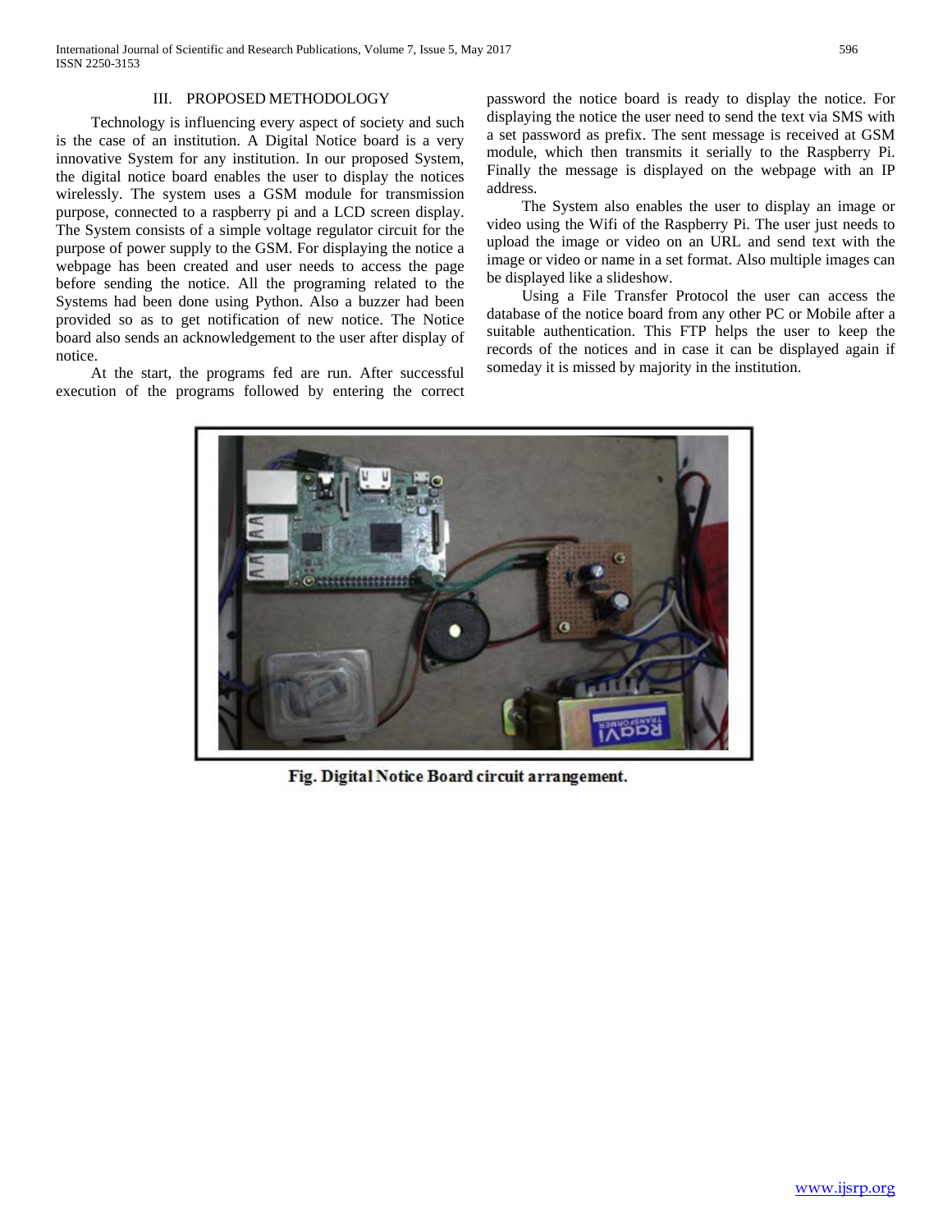## III. PROPOSED METHODOLOGY

Technology is influencing every aspect of society and such is the case of an institution. A Digital Notice board is a very innovative System for any institution. In our proposed System, the digital notice board enables the user to display the notices wirelessly. The system uses a GSM module for transmission purpose, connected to a raspberry pi and a LCD screen display. The System consists of a simple voltage regulator circuit for the purpose of power supply to the GSM. For displaying the notice a webpage has been created and user needs to access the page before sending the notice. All the programing related to the Systems had been done using Python. Also a buzzer had been provided so as to get notification of new notice. The Notice board also sends an acknowledgement to the user after display of notice.

At the start, the programs fed are run. After successful execution of the programs followed by entering the correct password the notice board is ready to display the notice. For displaying the notice the user need to send the text via SMS with a set password as prefix. The sent message is received at GSM module, which then transmits it serially to the Raspberry Pi. Finally the message is displayed on the webpage with an IP address.

The System also enables the user to display an image or video using the Wifi of the Raspberry Pi. The user just needs to upload the image or video on an URL and send text with the image or video or name in a set format. Also multiple images can be displayed like a slideshow.

Using a File Transfer Protocol the user can access the database of the notice board from any other PC or Mobile after a suitable authentication. This FTP helps the user to keep the records of the notices and in case it can be displayed again if someday it is missed by majority in the institution.

**Fig. Digital Notice Board circuit arrangement.**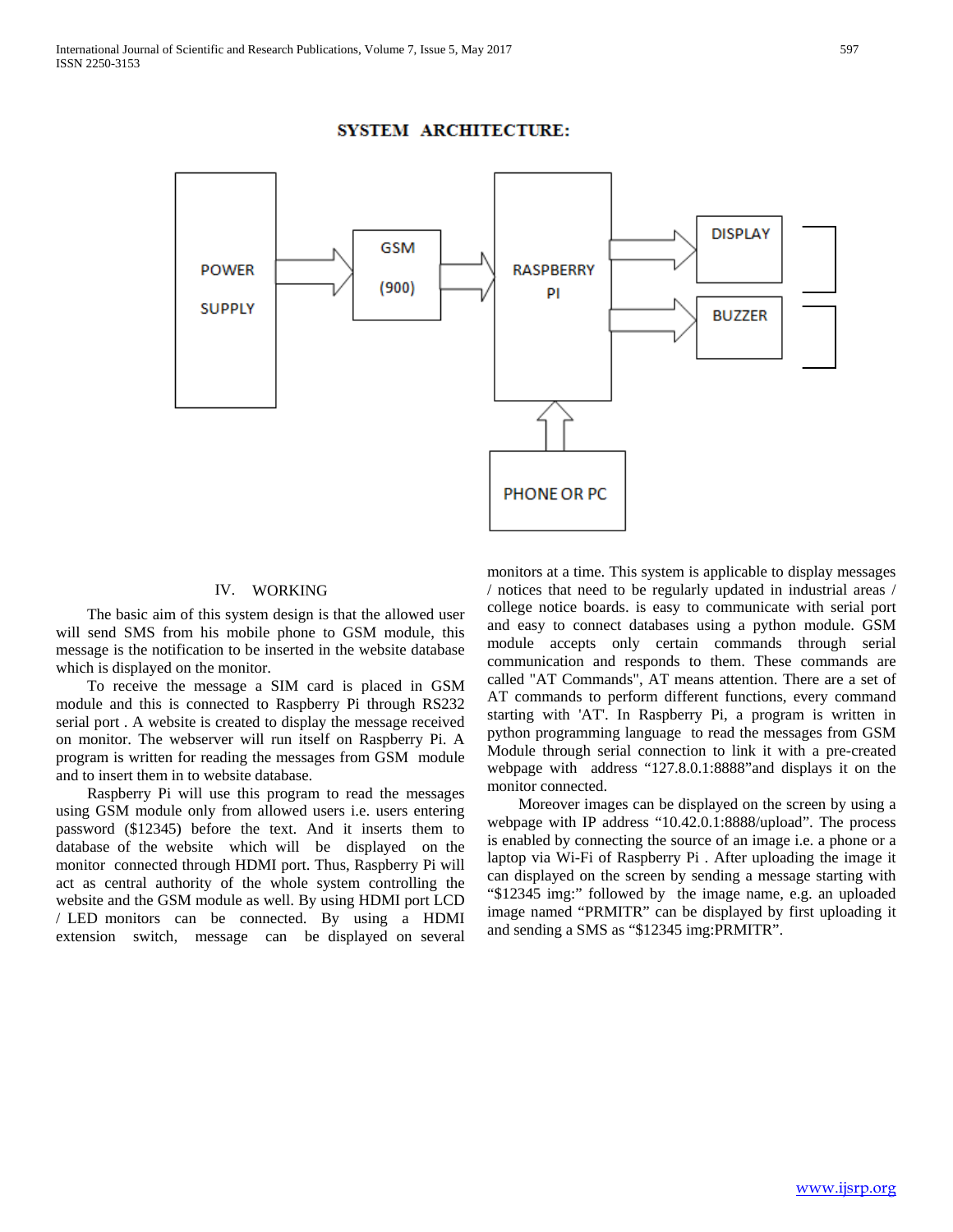SYSTEM ARCHITECTURE:

## IV. WORKING

The basic aim of this system design is that the allowed user will send SMS from his mobile phone to GSM module, this message is the notification to be inserted in the website database which is displayed on the monitor.

To receive the message a SIM card is placed in GSM module and this is connected to Raspberry Pi through RS232 serial port . A website is created to display the message received on monitor. The webserver will run itself on Raspberry Pi. A program is written for reading the messages from GSM module and to insert them in to website database.

Raspberry Pi will use this program to read the messages using GSM module only from allowed users i.e. users entering password ($12345) before the text. And it inserts them to database of the website which will be displayed on the monitor connected through HDMI port. Thus, Raspberry Pi will act as central authority of the whole system controlling the website and the GSM module as well. By using HDMI port LCD / LED monitors can be connected. By using a HDMI extension switch, message can be displayed on several monitors at a time. This system is applicable to display messages / notices that need to be regularly updated in industrial areas / college notice boards. is easy to communicate with serial port and easy to connect databases using a python module. GSM module accepts only certain commands through serial communication and responds to them. These commands are called "AT Commands", AT means attention. There are a set of AT commands to perform different functions, every command starting with 'AT'. In Raspberry Pi, a program is written in python programming language to read the messages from GSM Module through serial connection to link it with a pre-created webpage with address "127.8.0.1:8888"and displays it on the monitor connected.

Moreover images can be displayed on the screen by using a webpage with IP address "10.42.0.1:8888/upload". The process is enabled by connecting the source of an image i.e. a phone or a laptop via Wi-Fi of Raspberry Pi . After uploading the image it can displayed on the screen by sending a message starting with "$12345 img:" followed by the image name, e.g. an uploaded image named "PRMITR" can be displayed by first uploading it and sending a SMS as "$12345 img:PRMITR".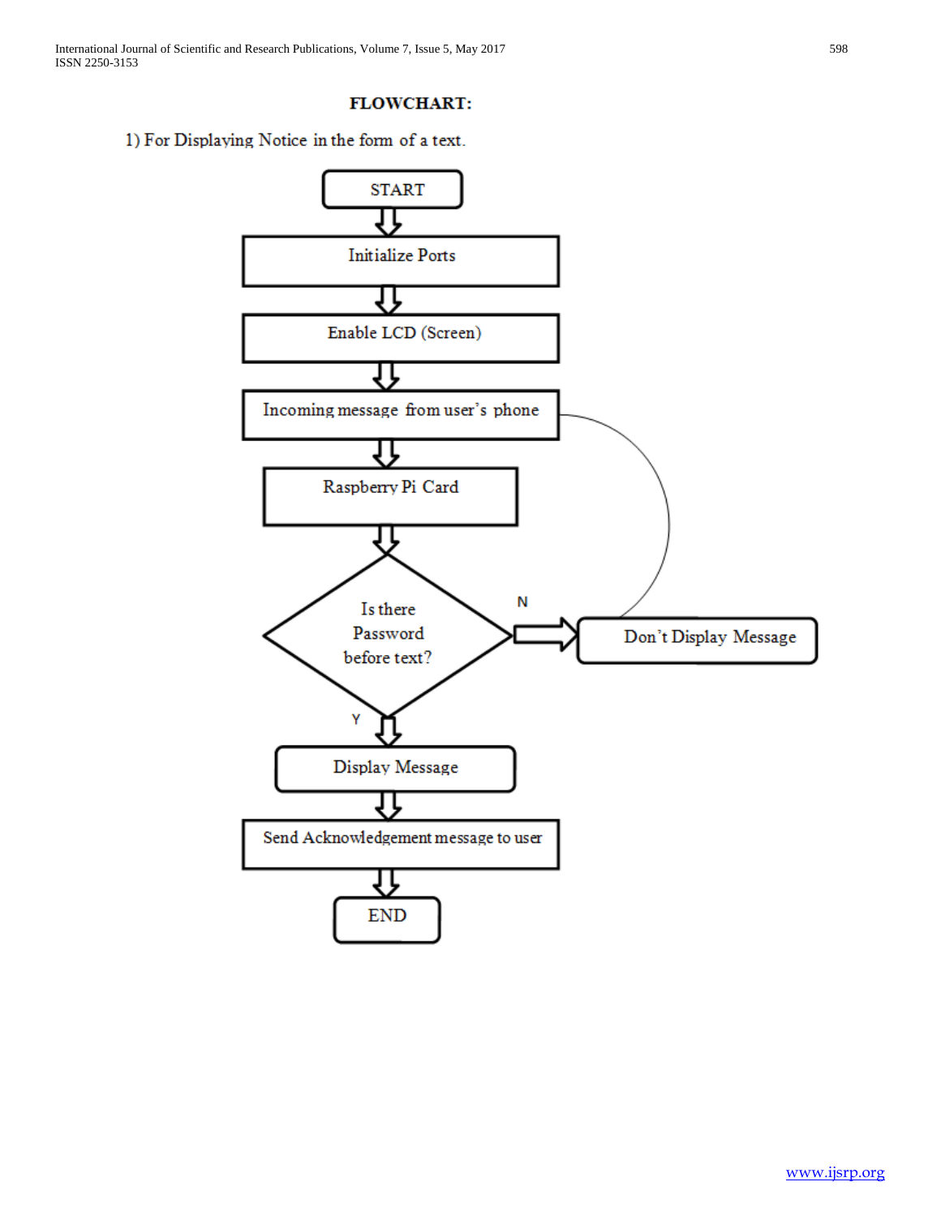**FLOWCHART:**

1) For Displaying Notice in the form of a text.

START

Initialize Ports

Enable LCD (Screen)

Incoming message from user's phone

Raspberry Pi Card

Is there Password before text?

N

Don't Display Message

Y

Display Message

Send Acknowledgement message to user

END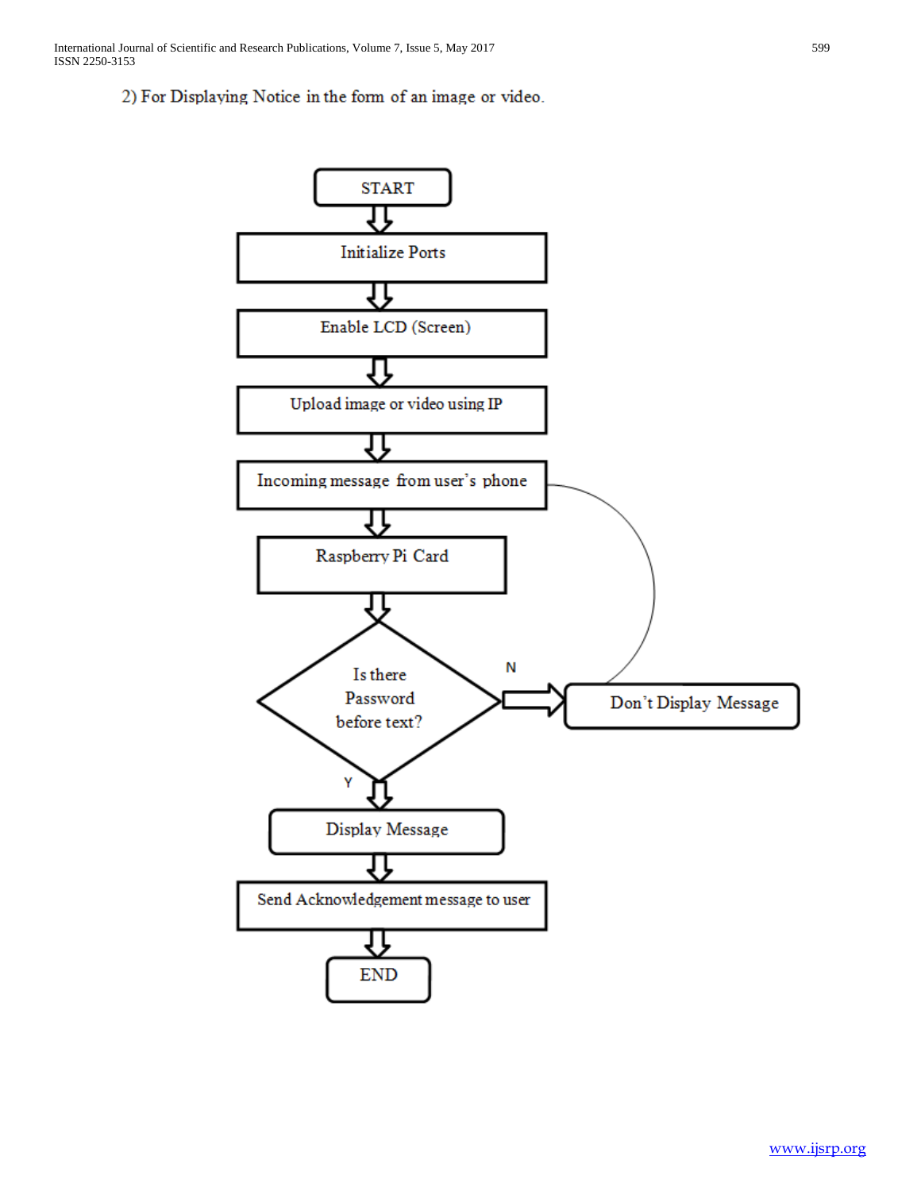2) For Displaying Notice in the form of an image or video.

START

Initialize Ports

Enable LCD (Screen)

Upload image or video using IP

Incoming message from user's phone

Raspberry Pi Card

Is there Password before text?

N

Don't Display Message

Y

Display Message

Send Acknowledgement message to user

END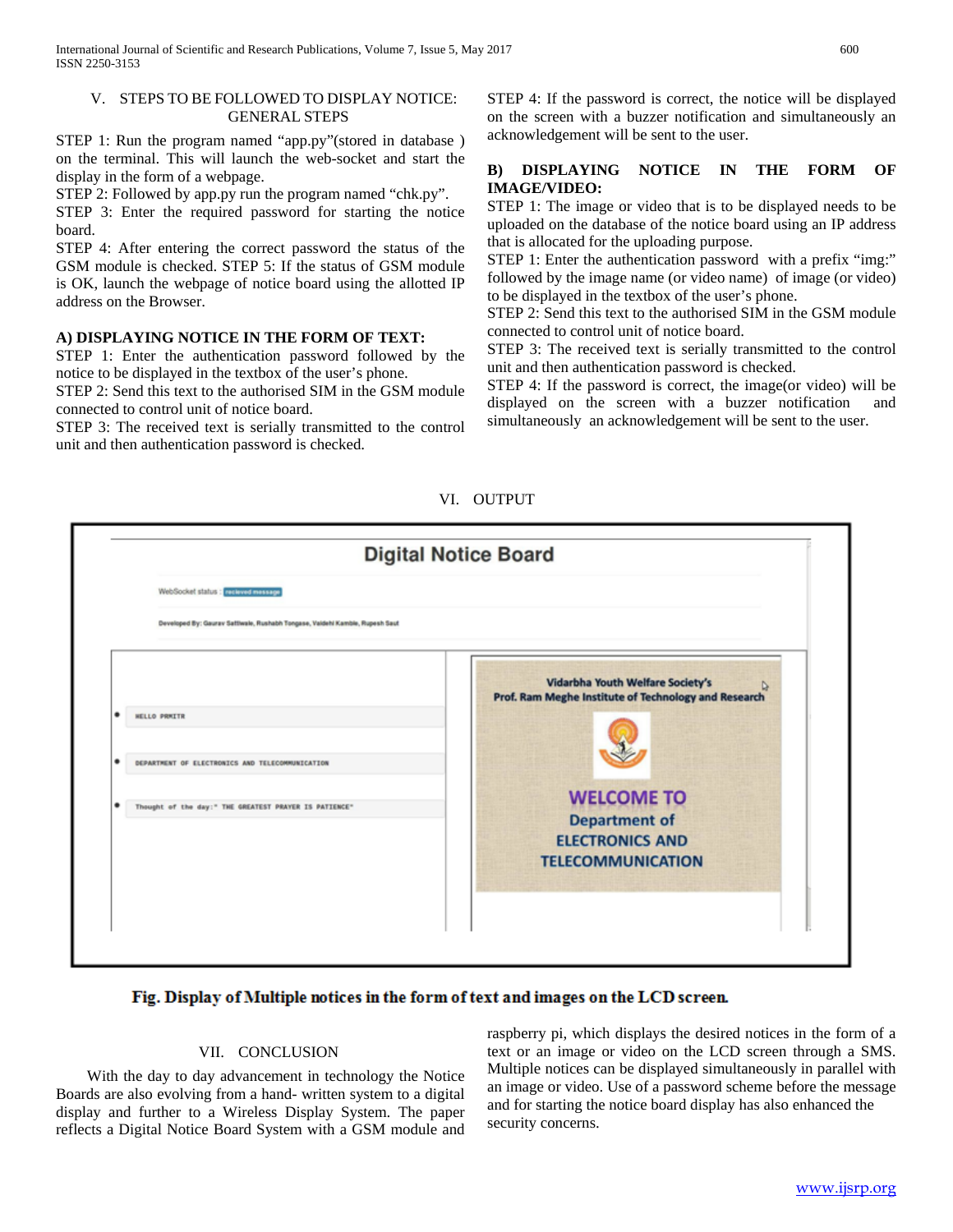## V. STEPS TO BE FOLLOWED TO DISPLAY NOTICE: GENERAL STEPS

STEP 1: Run the program named "app.py"(stored in database ) on the terminal. This will launch the web-socket and start the display in the form of a webpage.
STEP 2: Followed by app.py run the program named "chk.py".
STEP 3: Enter the required password for starting the notice board.
STEP 4: After entering the correct password the status of the GSM module is checked. STEP 5: If the status of GSM module is OK, launch the webpage of notice board using the allotted IP address on the Browser.

### A) DISPLAYING NOTICE IN THE FORM OF TEXT:

STEP 1: Enter the authentication password followed by the notice to be displayed in the textbox of the user's phone.
STEP 2: Send this text to the authorised SIM in the GSM module connected to control unit of notice board.
STEP 3: The received text is serially transmitted to the control unit and then authentication password is checked.
STEP 4: If the password is correct, the notice will be displayed on the screen with a buzzer notification and simultaneously an acknowledgement will be sent to the user.

### B) DISPLAYING NOTICE IN THE FORM OF IMAGE/VIDEO:

STEP 1: The image or video that is to be displayed needs to be uploaded on the database of the notice board using an IP address that is allocated for the uploading purpose.
STEP 1: Enter the authentication password with a prefix "img:" followed by the image name (or video name) of image (or video) to be displayed in the textbox of the user's phone.
STEP 2: Send this text to the authorised SIM in the GSM module connected to control unit of notice board.
STEP 3: The received text is serially transmitted to the control unit and then authentication password is checked.
STEP 4: If the password is correct, the image(or video) will be displayed on the screen with a buzzer notification and simultaneously an acknowledgement will be sent to the user.

## VI. OUTPUT

**Fig. Display of Multiple notices in the form of text and images on the LCD screen.**

## VII. CONCLUSION

With the day to day advancement in technology the Notice Boards are also evolving from a hand- written system to a digital display and further to a Wireless Display System. The paper reflects a Digital Notice Board System with a GSM module and raspberry pi, which displays the desired notices in the form of a text or an image or video on the LCD screen through a SMS. Multiple notices can be displayed simultaneously in parallel with an image or video. Use of a password scheme before the message and for starting the notice board display has also enhanced the security concerns.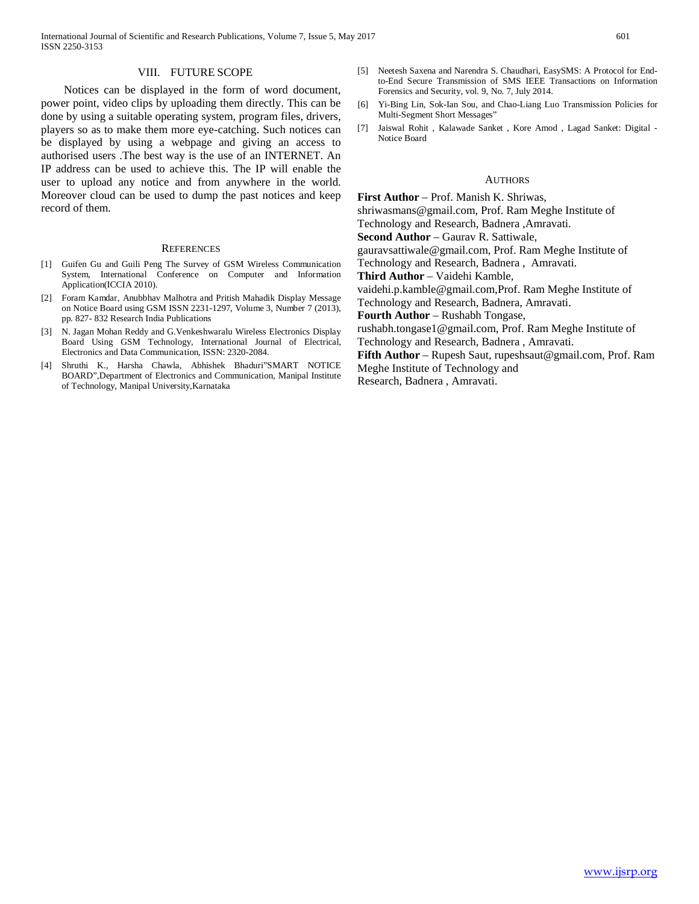## VIII. FUTURE SCOPE

Notices can be displayed in the form of word document, power point, video clips by uploading them directly. This can be done by using a suitable operating system, program files, drivers, players so as to make them more eye-catching. Such notices can be displayed by using a webpage and giving an access to authorised users .The best way is the use of an INTERNET. An IP address can be used to achieve this. The IP will enable the user to upload any notice and from anywhere in the world. Moreover cloud can be used to dump the past notices and keep record of them.

## REFERENCES

[1] Guifen Gu and Guili Peng The Survey of GSM Wireless Communication System, International Conference on Computer and Information Application(ICCIA 2010).

[2] Foram Kamdar, Anubbhav Malhotra and Pritish Mahadik Display Message on Notice Board using GSM ISSN 2231-1297, Volume 3, Number 7 (2013), pp. 827- 832 Research India Publications

[3] N. Jagan Mohan Reddy and G.Venkeshwaralu Wireless Electronics Display Board Using GSM Technology, International Journal of Electrical, Electronics and Data Communication, ISSN: 2320-2084.

[4] Shruthi K., Harsha Chawla, Abhishek Bhaduri"SMART NOTICE BOARD",Department of Electronics and Communication, Manipal Institute of Technology, Manipal University,Karnataka

[5] Neetesh Saxena and Narendra S. Chaudhari, EasySMS: A Protocol for End-to-End Secure Transmission of SMS IEEE Transactions on Information Forensics and Security, vol. 9, No. 7, July 2014.

[6] Yi-Bing Lin, Sok-Ian Sou, and Chao-Liang Luo Transmission Policies for Multi-Segment Short Messages"

[7] Jaiswal Rohit , Kalawade Sanket , Kore Amod , Lagad Sanket: Digital -Notice Board

## AUTHORS

**First Author** – Prof. Manish K. Shriwas, shriwasmans@gmail.com, Prof. Ram Meghe Institute of Technology and Research, Badnera ,Amravati.

**Second Author** – Gaurav R. Sattiwale, gauravsattiwale@gmail.com, Prof. Ram Meghe Institute of Technology and Research, Badnera , Amravati.

**Third Author** – Vaidehi Kamble, vaidehi.p.kamble@gmail.com,Prof. Ram Meghe Institute of Technology and Research, Badnera, Amravati.

**Fourth Author** – Rushabh Tongase, rushabh.tongase1@gmail.com, Prof. Ram Meghe Institute of Technology and Research, Badnera , Amravati.

**Fifth Author** – Rupesh Saut, rupeshsaut@gmail.com, Prof. Ram Meghe Institute of Technology and Research, Badnera , Amravati.